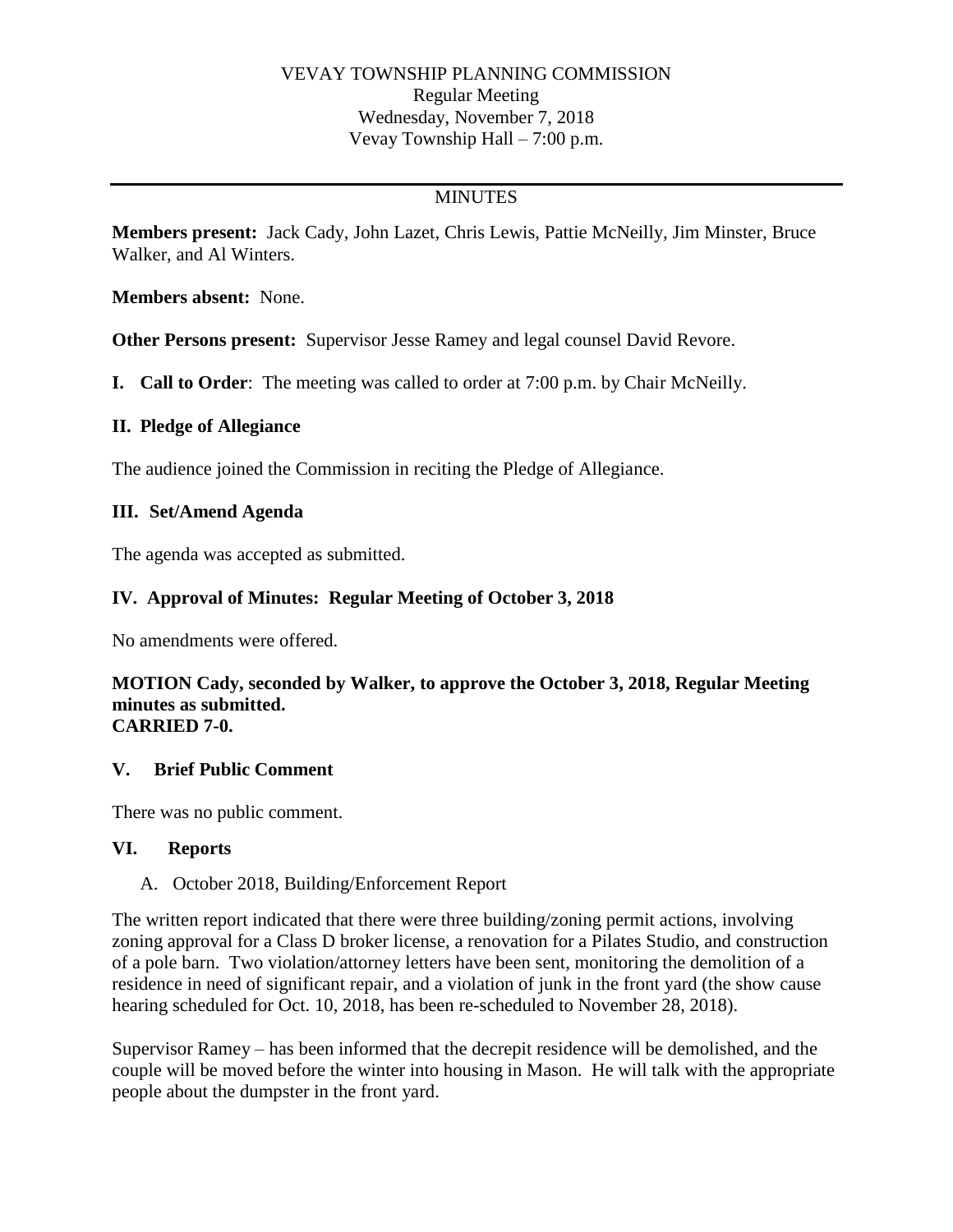VEVAY TOWNSHIP PLANNING COMMISSION
Regular Meeting
Wednesday, November 7, 2018
Vevay Township Hall – 7:00 p.m.

---

MINUTES

**Members present:** Jack Cady, John Lazet, Chris Lewis, Pattie McNeilly, Jim Minster, Bruce Walker, and Al Winters.

**Members absent:** None.

**Other Persons present:** Supervisor Jesse Ramey and legal counsel David Revore.

**I. Call to Order**: The meeting was called to order at 7:00 p.m. by Chair McNeilly.

## II. Pledge of Allegiance

The audience joined the Commission in reciting the Pledge of Allegiance.

## III. Set/Amend Agenda

The agenda was accepted as submitted.

## IV. Approval of Minutes: Regular Meeting of October 3, 2018

No amendments were offered.

**MOTION Cady, seconded by Walker, to approve the October 3, 2018, Regular Meeting minutes as submitted.**
**CARRIED 7-0.**

## V. Brief Public Comment

There was no public comment.

## VI. Reports

A. October 2018, Building/Enforcement Report

The written report indicated that there were three building/zoning permit actions, involving zoning approval for a Class D broker license, a renovation for a Pilates Studio, and construction of a pole barn. Two violation/attorney letters have been sent, monitoring the demolition of a residence in need of significant repair, and a violation of junk in the front yard (the show cause hearing scheduled for Oct. 10, 2018, has been re-scheduled to November 28, 2018).

Supervisor Ramey – has been informed that the decrepit residence will be demolished, and the couple will be moved before the winter into housing in Mason. He will talk with the appropriate people about the dumpster in the front yard.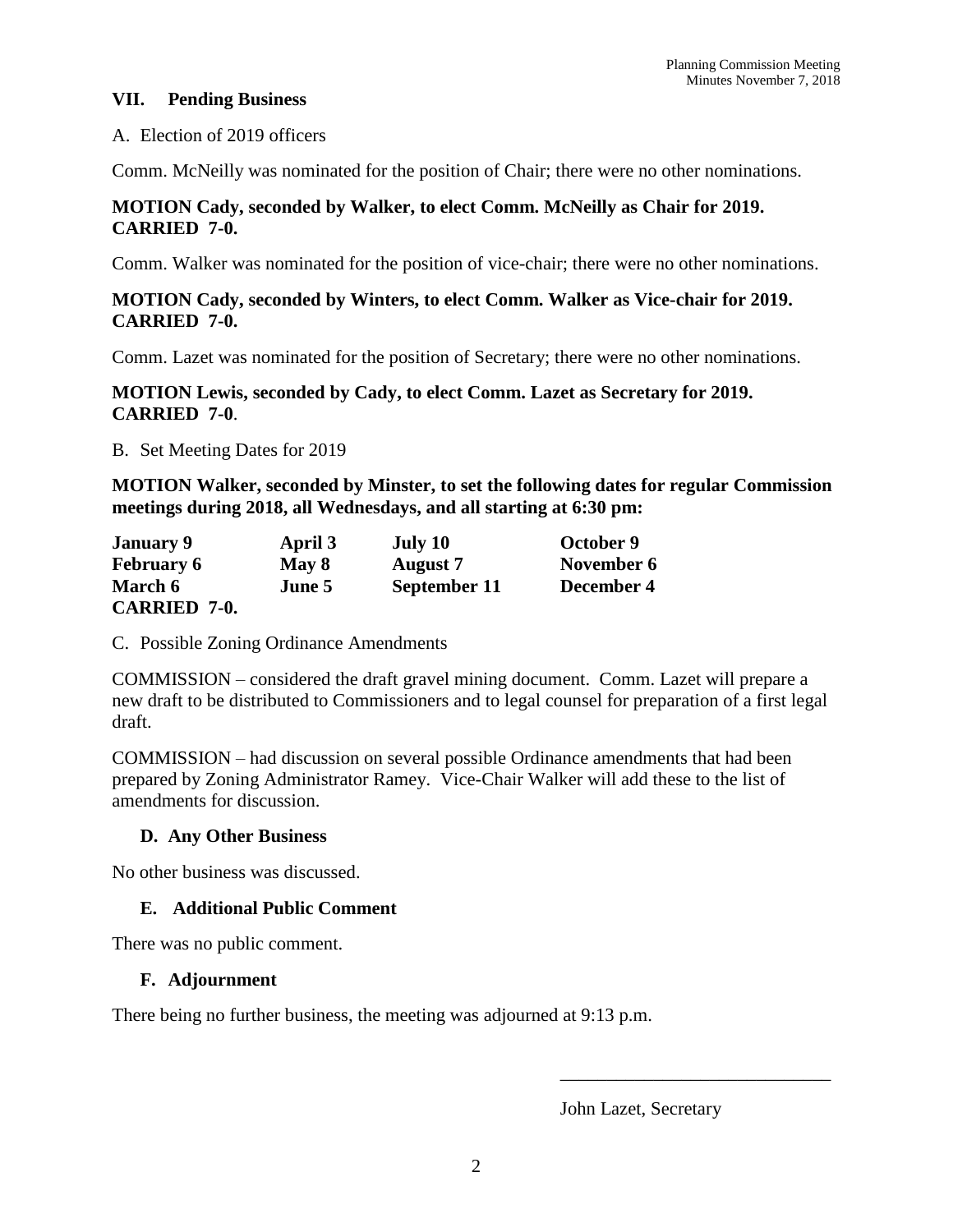### VII. Pending Business

A. Election of 2019 officers

Comm. McNeilly was nominated for the position of Chair; there were no other nominations.

**MOTION Cady, seconded by Walker, to elect Comm. McNeilly as Chair for 2019. CARRIED 7-0.**

Comm. Walker was nominated for the position of vice-chair; there were no other nominations.

**MOTION Cady, seconded by Winters, to elect Comm. Walker as Vice-chair for 2019. CARRIED 7-0.**

Comm. Lazet was nominated for the position of Secretary; there were no other nominations.

**MOTION Lewis, seconded by Cady, to elect Comm. Lazet as Secretary for 2019. CARRIED 7-0**.

B. Set Meeting Dates for 2019

**MOTION Walker, seconded by Minster, to set the following dates for regular Commission meetings during 2018, all Wednesdays, and all starting at 6:30 pm:**

| | | | |
|---|---|---|---|
| **January 9** | **April 3** | **July 10** | **October 9** |
| **February 6** | **May 8** | **August 7** | **November 6** |
| **March 6** | **June 5** | **September 11** | **December 4** |

**CARRIED 7-0.**

C. Possible Zoning Ordinance Amendments

COMMISSION – considered the draft gravel mining document. Comm. Lazet will prepare a new draft to be distributed to Commissioners and to legal counsel for preparation of a first legal draft.

COMMISSION – had discussion on several possible Ordinance amendments that had been prepared by Zoning Administrator Ramey. Vice-Chair Walker will add these to the list of amendments for discussion.

**D. Any Other Business**

No other business was discussed.

**E. Additional Public Comment**

There was no public comment.

**F. Adjournment**

There being no further business, the meeting was adjourned at 9:13 p.m.

_____________________________

John Lazet, Secretary